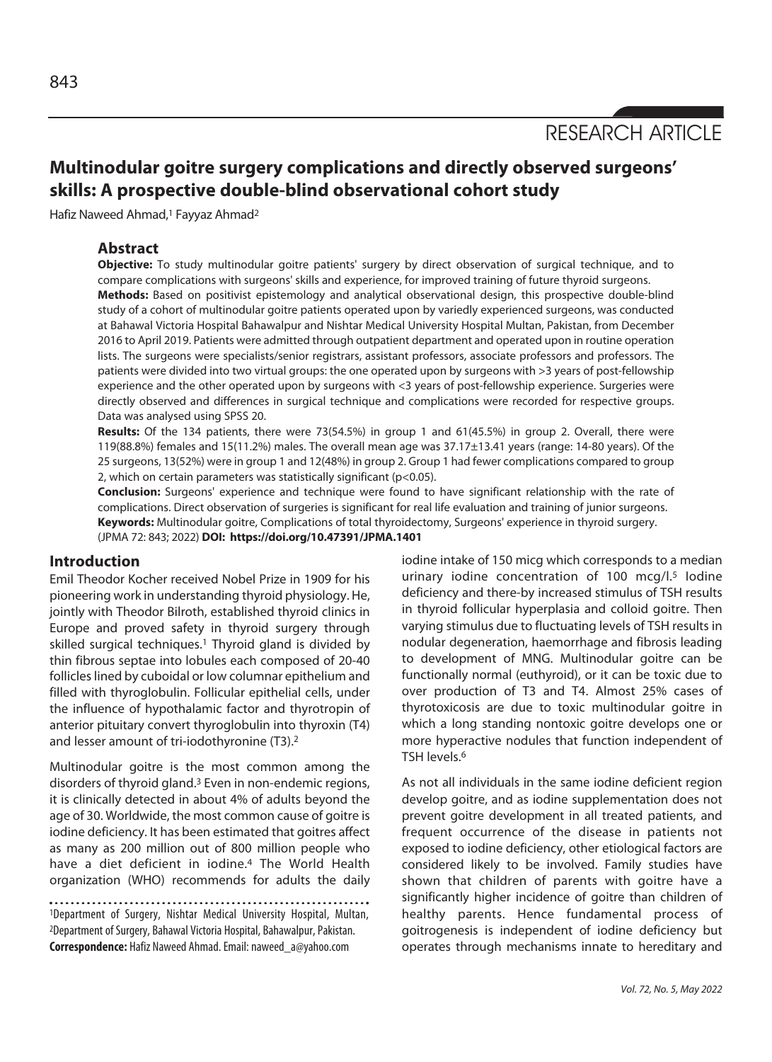RESEARCH ARTICLE

# Multinodular goitre surgery complications and directly observed surgeons' skills: A prospective double-blind observational cohort study

Hafiz Naweed Ahmad,[1] Fayyaz Ahmad[2]

## Abstract

**Objective:** To study multinodular goitre patients' surgery by direct observation of surgical technique, and to compare complications with surgeons' skills and experience, for improved training of future thyroid surgeons.

**Methods:** Based on positivist epistemology and analytical observational design, this prospective double-blind study of a cohort of multinodular goitre patients operated upon by variedly experienced surgeons, was conducted at Bahawal Victoria Hospital Bahawalpur and Nishtar Medical University Hospital Multan, Pakistan, from December 2016 to April 2019. Patients were admitted through outpatient department and operated upon in routine operation lists. The surgeons were specialists/senior registrars, assistant professors, associate professors and professors. The patients were divided into two virtual groups: the one operated upon by surgeons with >3 years of post-fellowship experience and the other operated upon by surgeons with <3 years of post-fellowship experience. Surgeries were directly observed and differences in surgical technique and complications were recorded for respective groups. Data was analysed using SPSS 20.

**Results:** Of the 134 patients, there were 73(54.5%) in group 1 and 61(45.5%) in group 2. Overall, there were 119(88.8%) females and 15(11.2%) males. The overall mean age was 37.17±13.41 years (range: 14-80 years). Of the 25 surgeons, 13(52%) were in group 1 and 12(48%) in group 2. Group 1 had fewer complications compared to group 2, which on certain parameters was statistically significant ($p<0.05$).

**Conclusion:** Surgeons' experience and technique were found to have significant relationship with the rate of complications. Direct observation of surgeries is significant for real life evaluation and training of junior surgeons.

**Keywords:** Multinodular goitre, Complications of total thyroidectomy, Surgeons' experience in thyroid surgery.

(JPMA 72: 843; 2022) **DOI: https://doi.org/10.47391/JPMA.1401**

## Introduction

Emil Theodor Kocher received Nobel Prize in 1909 for his pioneering work in understanding thyroid physiology. He, jointly with Theodor Bilroth, established thyroid clinics in Europe and proved safety in thyroid surgery through skilled surgical techniques.[1] Thyroid gland is divided by thin fibrous septae into lobules each composed of 20-40 follicles lined by cuboidal or low columnar epithelium and filled with thyroglobulin. Follicular epithelial cells, under the influence of hypothalamic factor and thyrotropin of anterior pituitary convert thyroglobulin into thyroxin (T4) and lesser amount of tri-iodothyronine (T3).[2]

Multinodular goitre is the most common among the disorders of thyroid gland.[3] Even in non-endemic regions, it is clinically detected in about 4% of adults beyond the age of 30. Worldwide, the most common cause of goitre is iodine deficiency. It has been estimated that goitres affect as many as 200 million out of 800 million people who have a diet deficient in iodine.[4] The World Health organization (WHO) recommends for adults the daily iodine intake of 150 micg which corresponds to a median urinary iodine concentration of 100 mcg/l.[5] Iodine deficiency and there-by increased stimulus of TSH results in thyroid follicular hyperplasia and colloid goitre. Then varying stimulus due to fluctuating levels of TSH results in nodular degeneration, haemorrhage and fibrosis leading to development of MNG. Multinodular goitre can be functionally normal (euthyroid), or it can be toxic due to over production of T3 and T4. Almost 25% cases of thyrotoxicosis are due to toxic multinodular goitre in which a long standing nontoxic goitre develops one or more hyperactive nodules that function independent of TSH levels.[6]

As not all individuals in the same iodine deficient region develop goitre, and as iodine supplementation does not prevent goitre development in all treated patients, and frequent occurrence of the disease in patients not exposed to iodine deficiency, other etiological factors are considered likely to be involved. Family studies have shown that children of parents with goitre have a significantly higher incidence of goitre than children of healthy parents. Hence fundamental process of goitrogenesis is independent of iodine deficiency but operates through mechanisms innate to hereditary and

[1]Department of Surgery, Nishtar Medical University Hospital, Multan, [2]Department of Surgery, Bahawal Victoria Hospital, Bahawalpur, Pakistan.

**Correspondence:** Hafiz Naweed Ahmad. Email: naweed_a@yahoo.com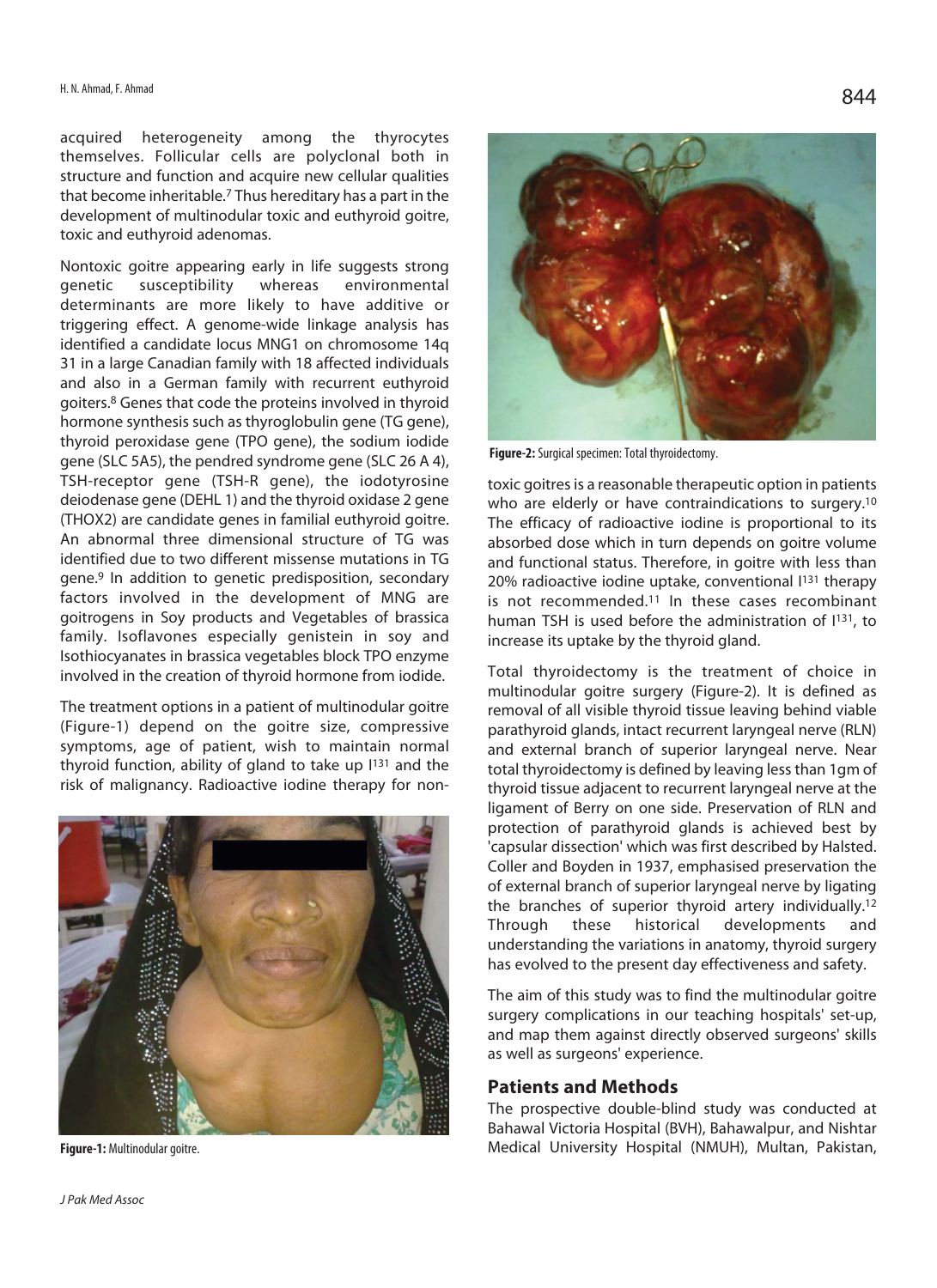acquired heterogeneity among the thyrocytes themselves. Follicular cells are polyclonal both in structure and function and acquire new cellular qualities that become inheritable.[7] Thus hereditary has a part in the development of multinodular toxic and euthyroid goitre, toxic and euthyroid adenomas.

Nontoxic goitre appearing early in life suggests strong genetic susceptibility whereas environmental determinants are more likely to have additive or triggering effect. A genome-wide linkage analysis has identified a candidate locus MNG1 on chromosome 14q 31 in a large Canadian family with 18 affected individuals and also in a German family with recurrent euthyroid goiters.[8] Genes that code the proteins involved in thyroid hormone synthesis such as thyroglobulin gene (TG gene), thyroid peroxidase gene (TPO gene), the sodium iodide gene (SLC 5A5), the pendred syndrome gene (SLC 26 A 4), TSH-receptor gene (TSH-R gene), the iodotyrosine deiodenase gene (DEHL 1) and the thyroid oxidase 2 gene (THOX2) are candidate genes in familial euthyroid goitre. An abnormal three dimensional structure of TG was identified due to two different missense mutations in TG gene.[9] In addition to genetic predisposition, secondary factors involved in the development of MNG are goitrogens in Soy products and Vegetables of brassica family. Isoflavones especially genistein in soy and Isothiocyanates in brassica vegetables block TPO enzyme involved in the creation of thyroid hormone from iodide.

The treatment options in a patient of multinodular goitre (Figure-1) depend on the goitre size, compressive symptoms, age of patient, wish to maintain normal thyroid function, ability of gland to take up $I^{131}$ and the risk of malignancy. Radioactive iodine therapy for non-toxic goitres is a reasonable therapeutic option in patients who are elderly or have contraindications to surgery.[10] The efficacy of radioactive iodine is proportional to its absorbed dose which in turn depends on goitre volume and functional status. Therefore, in goitre with less than 20% radioactive iodine uptake, conventional $I^{131}$ therapy is not recommended.[11] In these cases recombinant human TSH is used before the administration of $I^{131}$, to increase its uptake by the thyroid gland.

**Figure-1:** Multinodular goitre.

**Figure-2:** Surgical specimen: Total thyroidectomy.

Total thyroidectomy is the treatment of choice in multinodular goitre surgery (Figure-2). It is defined as removal of all visible thyroid tissue leaving behind viable parathyroid glands, intact recurrent laryngeal nerve (RLN) and external branch of superior laryngeal nerve. Near total thyroidectomy is defined by leaving less than 1gm of thyroid tissue adjacent to recurrent laryngeal nerve at the ligament of Berry on one side. Preservation of RLN and protection of parathyroid glands is achieved best by 'capsular dissection' which was first described by Halsted. Coller and Boyden in 1937, emphasised preservation the of external branch of superior laryngeal nerve by ligating the branches of superior thyroid artery individually.[12] Through these historical developments and understanding the variations in anatomy, thyroid surgery has evolved to the present day effectiveness and safety.

The aim of this study was to find the multinodular goitre surgery complications in our teaching hospitals' set-up, and map them against directly observed surgeons' skills as well as surgeons' experience.

## Patients and Methods

The prospective double-blind study was conducted at Bahawal Victoria Hospital (BVH), Bahawalpur, and Nishtar Medical University Hospital (NMUH), Multan, Pakistan,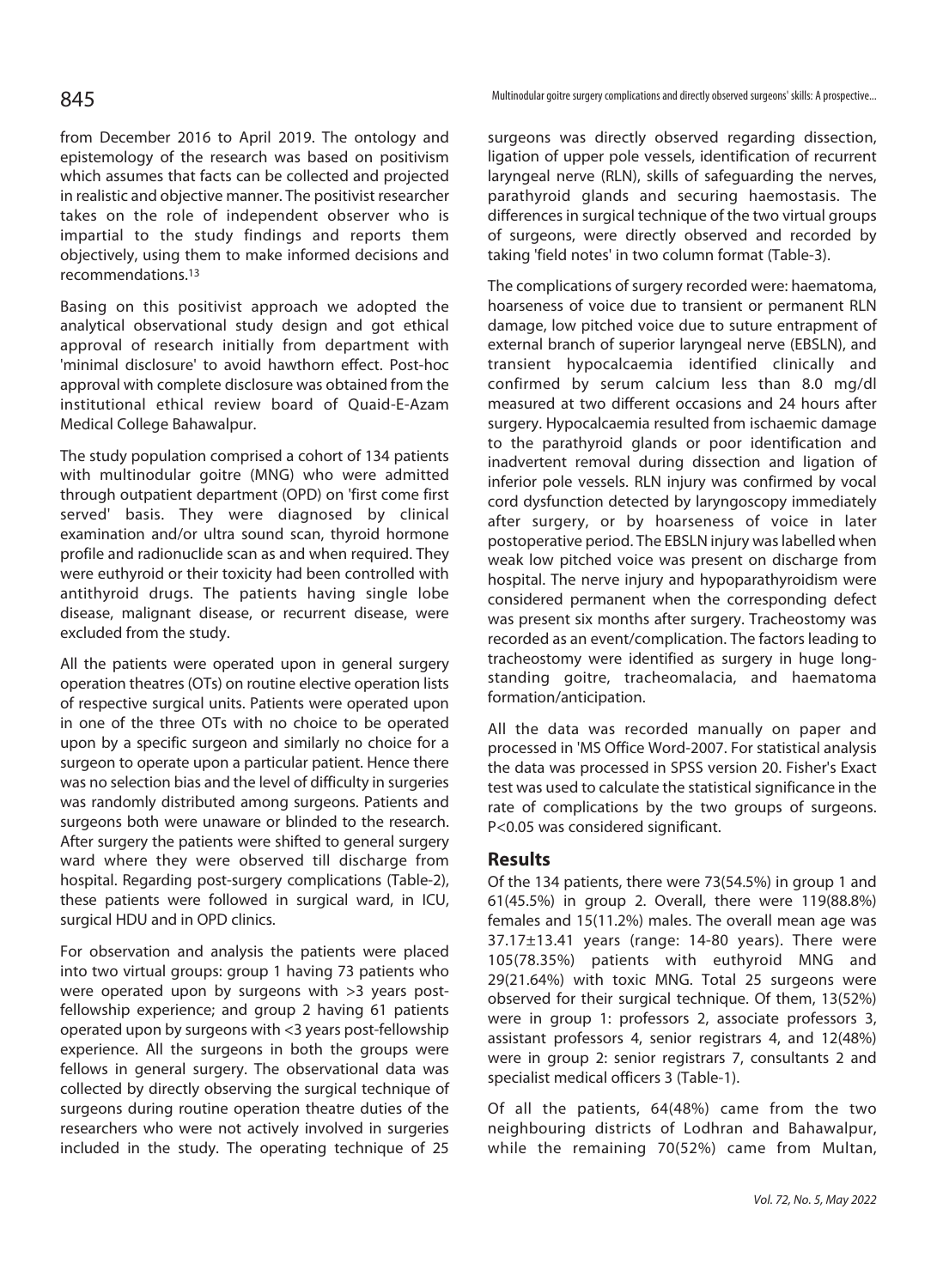from December 2016 to April 2019. The ontology and epistemology of the research was based on positivism which assumes that facts can be collected and projected in realistic and objective manner. The positivist researcher takes on the role of independent observer who is impartial to the study findings and reports them objectively, using them to make informed decisions and recommendations.[13]

Basing on this positivist approach we adopted the analytical observational study design and got ethical approval of research initially from department with 'minimal disclosure' to avoid hawthorn effect. Post-hoc approval with complete disclosure was obtained from the institutional ethical review board of Quaid-E-Azam Medical College Bahawalpur.

The study population comprised a cohort of 134 patients with multinodular goitre (MNG) who were admitted through outpatient department (OPD) on 'first come first served' basis. They were diagnosed by clinical examination and/or ultra sound scan, thyroid hormone profile and radionuclide scan as and when required. They were euthyroid or their toxicity had been controlled with antithyroid drugs. The patients having single lobe disease, malignant disease, or recurrent disease, were excluded from the study.

All the patients were operated upon in general surgery operation theatres (OTs) on routine elective operation lists of respective surgical units. Patients were operated upon in one of the three OTs with no choice to be operated upon by a specific surgeon and similarly no choice for a surgeon to operate upon a particular patient. Hence there was no selection bias and the level of difficulty in surgeries was randomly distributed among surgeons. Patients and surgeons both were unaware or blinded to the research. After surgery the patients were shifted to general surgery ward where they were observed till discharge from hospital. Regarding post-surgery complications (Table-2), these patients were followed in surgical ward, in ICU, surgical HDU and in OPD clinics.

For observation and analysis the patients were placed into two virtual groups: group 1 having 73 patients who were operated upon by surgeons with >3 years post-fellowship experience; and group 2 having 61 patients operated upon by surgeons with <3 years post-fellowship experience. All the surgeons in both the groups were fellows in general surgery. The observational data was collected by directly observing the surgical technique of surgeons during routine operation theatre duties of the researchers who were not actively involved in surgeries included in the study. The operating technique of 25 surgeons was directly observed regarding dissection, ligation of upper pole vessels, identification of recurrent laryngeal nerve (RLN), skills of safeguarding the nerves, parathyroid glands and securing haemostasis. The differences in surgical technique of the two virtual groups of surgeons, were directly observed and recorded by taking 'field notes' in two column format (Table-3).

The complications of surgery recorded were: haematoma, hoarseness of voice due to transient or permanent RLN damage, low pitched voice due to suture entrapment of external branch of superior laryngeal nerve (EBSLN), and transient hypocalcaemia identified clinically and confirmed by serum calcium less than 8.0 mg/dl measured at two different occasions and 24 hours after surgery. Hypocalcaemia resulted from ischaemic damage to the parathyroid glands or poor identification and inadvertent removal during dissection and ligation of inferior pole vessels. RLN injury was confirmed by vocal cord dysfunction detected by laryngoscopy immediately after surgery, or by hoarseness of voice in later postoperative period. The EBSLN injury was labelled when weak low pitched voice was present on discharge from hospital. The nerve injury and hypoparathyroidism were considered permanent when the corresponding defect was present six months after surgery. Tracheostomy was recorded as an event/complication. The factors leading to tracheostomy were identified as surgery in huge long-standing goitre, tracheomalacia, and haematoma formation/anticipation.

All the data was recorded manually on paper and processed in 'MS Office Word-2007. For statistical analysis the data was processed in SPSS version 20. Fisher's Exact test was used to calculate the statistical significance in the rate of complications by the two groups of surgeons. $P<0.05$ was considered significant.

## Results

Of the 134 patients, there were 73(54.5%) in group 1 and 61(45.5%) in group 2. Overall, there were 119(88.8%) females and 15(11.2%) males. The overall mean age was 37.17±13.41 years (range: 14-80 years). There were 105(78.35%) patients with euthyroid MNG and 29(21.64%) with toxic MNG. Total 25 surgeons were observed for their surgical technique. Of them, 13(52%) were in group 1: professors 2, associate professors 3, assistant professors 4, senior registrars 4, and 12(48%) were in group 2: senior registrars 7, consultants 2 and specialist medical officers 3 (Table-1).

Of all the patients, 64(48%) came from the two neighbouring districts of Lodhran and Bahawalpur, while the remaining 70(52%) came from Multan,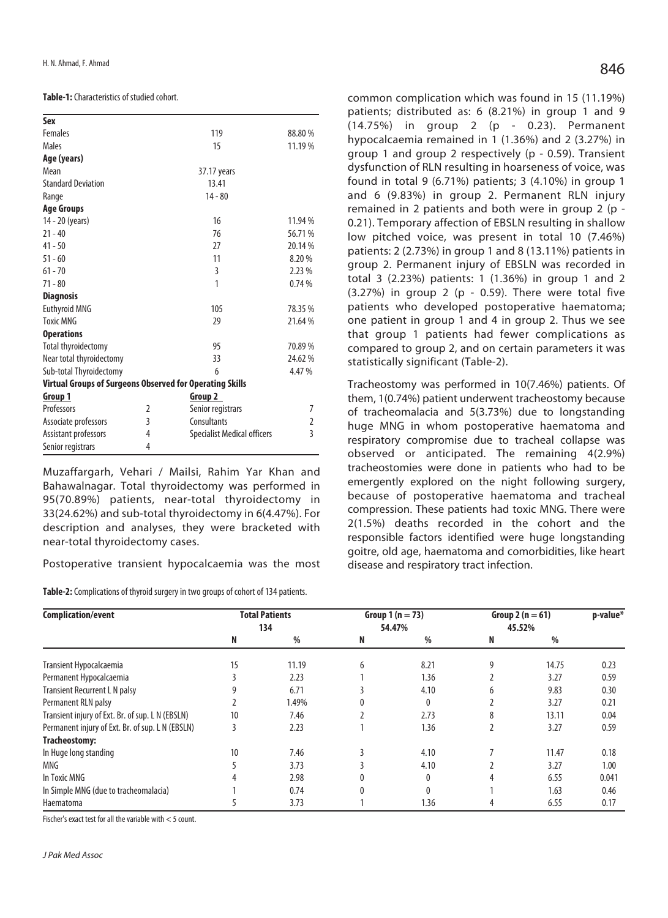**Table-1:** Characteristics of studied cohort.

| **Sex** | | | |
|---|---|---|---|
| Females | | 119 | 88.80 % |
| Males | | 15 | 11.19 % |
| **Age (years)** | | | |
| Mean | | 37.17 years | |
| Standard Deviation | | 13.41 | |
| Range | | 14 - 80 | |
| **Age Groups** | | | |
| 14 - 20 (years) | | 16 | 11.94 % |
| 21 - 40 | | 76 | 56.71 % |
| 41 - 50 | | 27 | 20.14 % |
| 51 - 60 | | 11 | 8.20 % |
| 61 - 70 | | 3 | 2.23 % |
| 71 - 80 | | 1 | 0.74 % |
| **Diagnosis** | | | |
| Euthyroid MNG | | 105 | 78.35 % |
| Toxic MNG | | 29 | 21.64 % |
| **Operations** | | | |
| Total thyroidectomy | | 95 | 70.89 % |
| Near total thyroidectomy | | 33 | 24.62 % |
| Sub-total Thyroidectomy | | 6 | 4.47 % |
| **Virtual Groups of Surgeons Observed for Operating Skills** | | | |
| **Group 1** | | **Group 2** | |
| Professors | 2 | Senior registrars | 7 |
| Associate professors | 3 | Consultants | 2 |
| Assistant professors | 4 | Specialist Medical officers | 3 |
| Senior registrars | 4 | | |

Muzaffargarh, Vehari / Mailsi, Rahim Yar Khan and Bahawalnagar. Total thyroidectomy was performed in 95(70.89%) patients, near-total thyroidectomy in 33(24.62%) and sub-total thyroidectomy in 6(4.47%). For description and analyses, they were bracketed with near-total thyroidectomy cases.

Postoperative transient hypocalcaemia was the most common complication which was found in 15 (11.19%) patients; distributed as: 6 (8.21%) in group 1 and 9 (14.75%) in group 2 (p - 0.23). Permanent hypocalcaemia remained in 1 (1.36%) and 2 (3.27%) in group 1 and group 2 respectively (p - 0.59). Transient dysfunction of RLN resulting in hoarseness of voice, was found in total 9 (6.71%) patients; 3 (4.10%) in group 1 and 6 (9.83%) in group 2. Permanent RLN injury remained in 2 patients and both were in group 2 (p - 0.21). Temporary affection of EBSLN resulting in shallow low pitched voice, was present in total 10 (7.46%) patients: 2 (2.73%) in group 1 and 8 (13.11%) patients in group 2. Permanent injury of EBSLN was recorded in total 3 (2.23%) patients: 1 (1.36%) in group 1 and 2 (3.27%) in group 2 (p - 0.59). There were total five patients who developed postoperative haematoma; one patient in group 1 and 4 in group 2. Thus we see that group 1 patients had fewer complications as compared to group 2, and on certain parameters it was statistically significant (Table-2).

Tracheostomy was performed in 10(7.46%) patients. Of them, 1(0.74%) patient underwent tracheostomy because of tracheomalacia and 5(3.73%) due to longstanding huge MNG in whom postoperative haematoma and respiratory compromise due to tracheal collapse was observed or anticipated. The remaining 4(2.9%) tracheostomies were done in patients who had to be emergently explored on the night following surgery, because of postoperative haematoma and tracheal compression. These patients had toxic MNG. There were 2(1.5%) deaths recorded in the cohort and the responsible factors identified were huge longstanding goitre, old age, haematoma and comorbidities, like heart disease and respiratory tract infection.

**Table-2:** Complications of thyroid surgery in two groups of cohort of 134 patients.

| Complication/event | Total Patients 134 | | Group 1 (n = 73) 54.47% | | Group 2 (n = 61) 45.52% | | p-value* |
|---|---|---|---|---|---|---|---|
| | N | % | N | % | N | % | |
| Transient Hypocalcaemia | 15 | 11.19 | 6 | 8.21 | 9 | 14.75 | 0.23 |
| Permanent Hypocalcaemia | 3 | 2.23 | 1 | 1.36 | 2 | 3.27 | 0.59 |
| Transient Recurrent L N palsy | 9 | 6.71 | 3 | 4.10 | 6 | 9.83 | 0.30 |
| Permanent RLN palsy | 2 | 1.49% | 0 | 0 | 2 | 3.27 | 0.21 |
| Transient injury of Ext. Br. of sup. L N (EBSLN) | 10 | 7.46 | 2 | 2.73 | 8 | 13.11 | 0.04 |
| Permanent injury of Ext. Br. of sup. L N (EBSLN) | 3 | 2.23 | 1 | 1.36 | 2 | 3.27 | 0.59 |
| **Tracheostomy:** | | | | | | | |
| In Huge long standing | 10 | 7.46 | 3 | 4.10 | 7 | 11.47 | 0.18 |
| MNG | 5 | 3.73 | 3 | 4.10 | 2 | 3.27 | 1.00 |
| In Toxic MNG | 4 | 2.98 | 0 | 0 | 4 | 6.55 | 0.041 |
| In Simple MNG (due to tracheomalacia) | 1 | 0.74 | 0 | 0 | 1 | 1.63 | 0.46 |
| Haematoma | 5 | 3.73 | 1 | 1.36 | 4 | 6.55 | 0.17 |

Fischer's exact test for all the variable with < 5 count.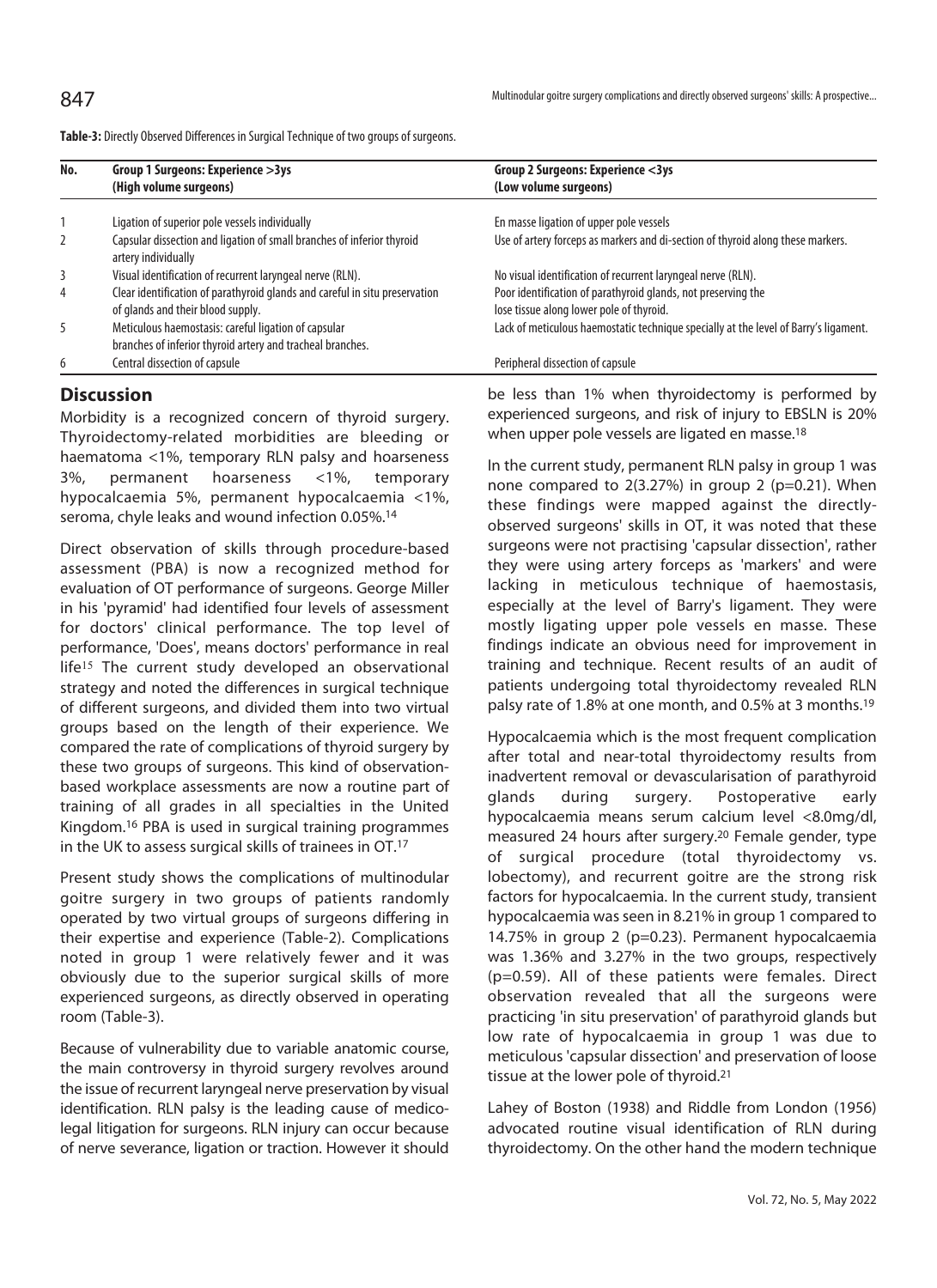**Table-3:** Directly Observed Differences in Surgical Technique of two groups of surgeons.

| No. | Group 1 Surgeons: Experience >3ys (High volume surgeons) | Group 2 Surgeons: Experience <3ys (Low volume surgeons) |
|---|---|---|
| 1 | Ligation of superior pole vessels individually | En masse ligation of upper pole vessels |
| 2 | Capsular dissection and ligation of small branches of inferior thyroid artery individually | Use of artery forceps as markers and di-section of thyroid along these markers. |
| 3 | Visual identification of recurrent laryngeal nerve (RLN). | No visual identification of recurrent laryngeal nerve (RLN). |
| 4 | Clear identification of parathyroid glands and careful in situ preservation of glands and their blood supply. | Poor identification of parathyroid glands, not preserving the lose tissue along lower pole of thyroid. |
| 5 | Meticulous haemostasis: careful ligation of capsular branches of inferior thyroid artery and tracheal branches. | Lack of meticulous haemostatic technique specially at the level of Barry's ligament. |
| 6 | Central dissection of capsule | Peripheral dissection of capsule |

## Discussion

Morbidity is a recognized concern of thyroid surgery. Thyroidectomy-related morbidities are bleeding or haematoma <1%, temporary RLN palsy and hoarseness 3%, permanent hoarseness <1%, temporary hypocalcaemia 5%, permanent hypocalcaemia <1%, seroma, chyle leaks and wound infection 0.05%.[14]

Direct observation of skills through procedure-based assessment (PBA) is now a recognized method for evaluation of OT performance of surgeons. George Miller in his 'pyramid' had identified four levels of assessment for doctors' clinical performance. The top level of performance, 'Does', means doctors' performance in real life[15] The current study developed an observational strategy and noted the differences in surgical technique of different surgeons, and divided them into two virtual groups based on the length of their experience. We compared the rate of complications of thyroid surgery by these two groups of surgeons. This kind of observation-based workplace assessments are now a routine part of training of all grades in all specialties in the United Kingdom.[16] PBA is used in surgical training programmes in the UK to assess surgical skills of trainees in OT.[17]

Present study shows the complications of multinodular goitre surgery in two groups of patients randomly operated by two virtual groups of surgeons differing in their expertise and experience (Table-2). Complications noted in group 1 were relatively fewer and it was obviously due to the superior surgical skills of more experienced surgeons, as directly observed in operating room (Table-3).

Because of vulnerability due to variable anatomic course, the main controversy in thyroid surgery revolves around the issue of recurrent laryngeal nerve preservation by visual identification. RLN palsy is the leading cause of medico-legal litigation for surgeons. RLN injury can occur because of nerve severance, ligation or traction. However it should be less than 1% when thyroidectomy is performed by experienced surgeons, and risk of injury to EBSLN is 20% when upper pole vessels are ligated en masse.[18]

In the current study, permanent RLN palsy in group 1 was none compared to 2(3.27%) in group 2 (p=0.21). When these findings were mapped against the directly-observed surgeons' skills in OT, it was noted that these surgeons were not practising 'capsular dissection', rather they were using artery forceps as 'markers' and were lacking in meticulous technique of haemostasis, especially at the level of Barry's ligament. They were mostly ligating upper pole vessels en masse. These findings indicate an obvious need for improvement in training and technique. Recent results of an audit of patients undergoing total thyroidectomy revealed RLN palsy rate of 1.8% at one month, and 0.5% at 3 months.[19]

Hypocalcaemia which is the most frequent complication after total and near-total thyroidectomy results from inadvertent removal or devascularisation of parathyroid glands during surgery. Postoperative early hypocalcaemia means serum calcium level <8.0mg/dl, measured 24 hours after surgery.[20] Female gender, type of surgical procedure (total thyroidectomy vs. lobectomy), and recurrent goitre are the strong risk factors for hypocalcaemia. In the current study, transient hypocalcaemia was seen in 8.21% in group 1 compared to 14.75% in group 2 (p=0.23). Permanent hypocalcaemia was 1.36% and 3.27% in the two groups, respectively (p=0.59). All of these patients were females. Direct observation revealed that all the surgeons were practicing 'in situ preservation' of parathyroid glands but low rate of hypocalcaemia in group 1 was due to meticulous 'capsular dissection' and preservation of loose tissue at the lower pole of thyroid.[21]

Lahey of Boston (1938) and Riddle from London (1956) advocated routine visual identification of RLN during thyroidectomy. On the other hand the modern technique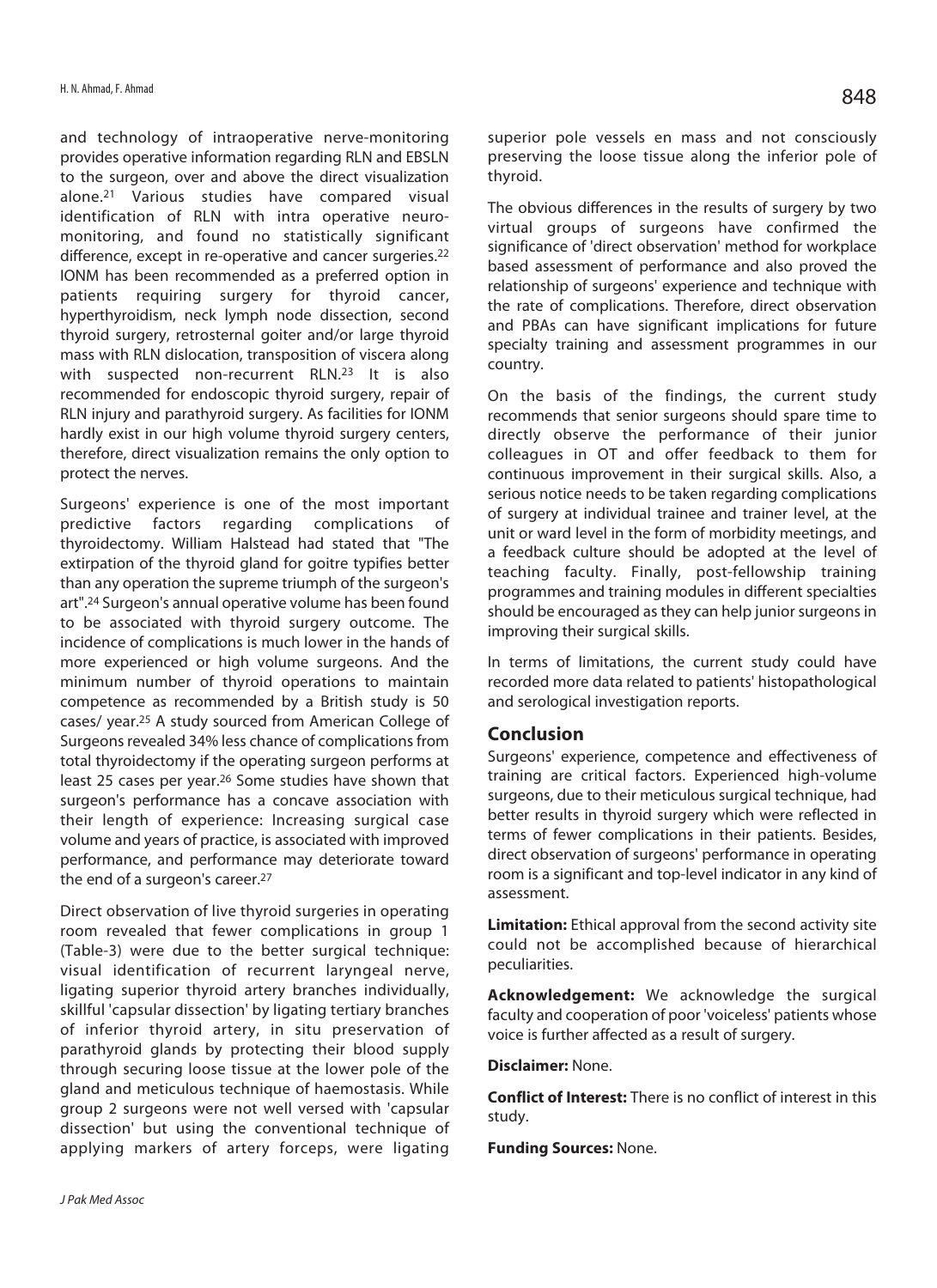and technology of intraoperative nerve-monitoring provides operative information regarding RLN and EBSLN to the surgeon, over and above the direct visualization alone.[21] Various studies have compared visual identification of RLN with intra operative neuro-monitoring, and found no statistically significant difference, except in re-operative and cancer surgeries.[22] IONM has been recommended as a preferred option in patients requiring surgery for thyroid cancer, hyperthyroidism, neck lymph node dissection, second thyroid surgery, retrosternal goiter and/or large thyroid mass with RLN dislocation, transposition of viscera along with suspected non-recurrent RLN.[23] It is also recommended for endoscopic thyroid surgery, repair of RLN injury and parathyroid surgery. As facilities for IONM hardly exist in our high volume thyroid surgery centers, therefore, direct visualization remains the only option to protect the nerves.

Surgeons' experience is one of the most important predictive factors regarding complications of thyroidectomy. William Halstead had stated that "The extirpation of the thyroid gland for goitre typifies better than any operation the supreme triumph of the surgeon's art".[24] Surgeon's annual operative volume has been found to be associated with thyroid surgery outcome. The incidence of complications is much lower in the hands of more experienced or high volume surgeons. And the minimum number of thyroid operations to maintain competence as recommended by a British study is 50 cases/ year.[25] A study sourced from American College of Surgeons revealed 34% less chance of complications from total thyroidectomy if the operating surgeon performs at least 25 cases per year.[26] Some studies have shown that surgeon's performance has a concave association with their length of experience: Increasing surgical case volume and years of practice, is associated with improved performance, and performance may deteriorate toward the end of a surgeon's career.[27]

Direct observation of live thyroid surgeries in operating room revealed that fewer complications in group 1 (Table-3) were due to the better surgical technique: visual identification of recurrent laryngeal nerve, ligating superior thyroid artery branches individually, skillful 'capsular dissection' by ligating tertiary branches of inferior thyroid artery, in situ preservation of parathyroid glands by protecting their blood supply through securing loose tissue at the lower pole of the gland and meticulous technique of haemostasis. While group 2 surgeons were not well versed with 'capsular dissection' but using the conventional technique of applying markers of artery forceps, were ligating superior pole vessels en mass and not consciously preserving the loose tissue along the inferior pole of thyroid.

The obvious differences in the results of surgery by two virtual groups of surgeons have confirmed the significance of 'direct observation' method for workplace based assessment of performance and also proved the relationship of surgeons' experience and technique with the rate of complications. Therefore, direct observation and PBAs can have significant implications for future specialty training and assessment programmes in our country.

On the basis of the findings, the current study recommends that senior surgeons should spare time to directly observe the performance of their junior colleagues in OT and offer feedback to them for continuous improvement in their surgical skills. Also, a serious notice needs to be taken regarding complications of surgery at individual trainee and trainer level, at the unit or ward level in the form of morbidity meetings, and a feedback culture should be adopted at the level of teaching faculty. Finally, post-fellowship training programmes and training modules in different specialties should be encouraged as they can help junior surgeons in improving their surgical skills.

In terms of limitations, the current study could have recorded more data related to patients' histopathological and serological investigation reports.

## Conclusion

Surgeons' experience, competence and effectiveness of training are critical factors. Experienced high-volume surgeons, due to their meticulous surgical technique, had better results in thyroid surgery which were reflected in terms of fewer complications in their patients. Besides, direct observation of surgeons' performance in operating room is a significant and top-level indicator in any kind of assessment.

**Limitation:** Ethical approval from the second activity site could not be accomplished because of hierarchical peculiarities.

**Acknowledgement:** We acknowledge the surgical faculty and cooperation of poor 'voiceless' patients whose voice is further affected as a result of surgery.

**Disclaimer:** None.

**Conflict of Interest:** There is no conflict of interest in this study.

**Funding Sources:** None.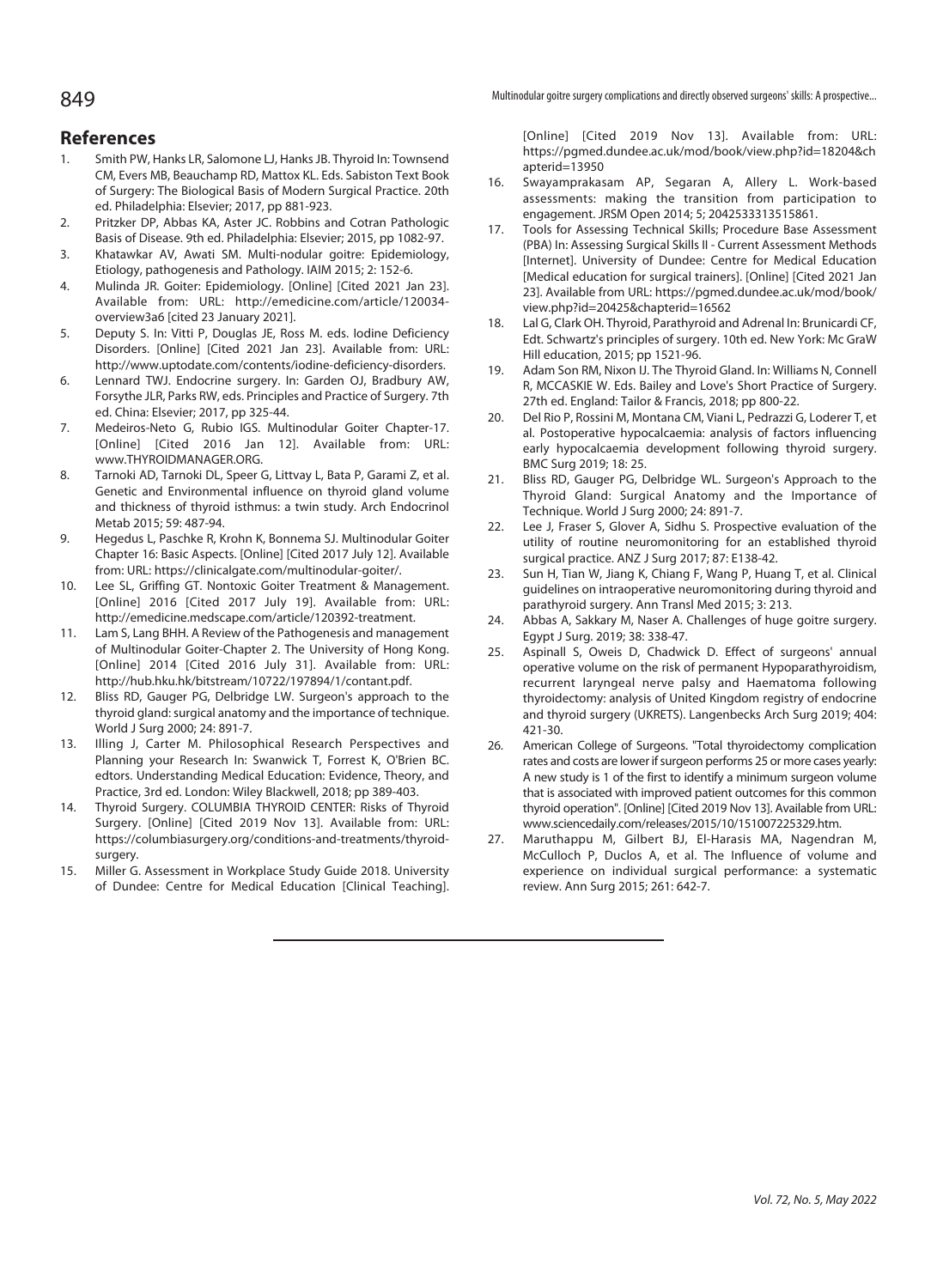## References

1. Smith PW, Hanks LR, Salomone LJ, Hanks JB. Thyroid In: Townsend CM, Evers MB, Beauchamp RD, Mattox KL. Eds. Sabiston Text Book of Surgery: The Biological Basis of Modern Surgical Practice. 20th ed. Philadelphia: Elsevier; 2017, pp 881-923.
2. Pritzker DP, Abbas KA, Aster JC. Robbins and Cotran Pathologic Basis of Disease. 9th ed. Philadelphia: Elsevier; 2015, pp 1082-97.
3. Khatawkar AV, Awati SM. Multi-nodular goitre: Epidemiology, Etiology, pathogenesis and Pathology. IAIM 2015; 2: 152-6.
4. Mulinda JR. Goiter: Epidemiology. [Online] [Cited 2021 Jan 23]. Available from: URL: http://emedicine.com/article/120034-overview3a6 [cited 23 January 2021].
5. Deputy S. In: Vitti P, Douglas JE, Ross M. eds. Iodine Deficiency Disorders. [Online] [Cited 2021 Jan 23]. Available from: URL: http://www.uptodate.com/contents/iodine-deficiency-disorders.
6. Lennard TWJ. Endocrine surgery. In: Garden OJ, Bradbury AW, Forsythe JLR, Parks RW, eds. Principles and Practice of Surgery. 7th ed. China: Elsevier; 2017, pp 325-44.
7. Medeiros-Neto G, Rubio IGS. Multinodular Goiter Chapter-17. [Online] [Cited 2016 Jan 12]. Available from: URL: www.THYROIDMANAGER.ORG.
8. Tarnoki AD, Tarnoki DL, Speer G, Littvay L, Bata P, Garami Z, et al. Genetic and Environmental influence on thyroid gland volume and thickness of thyroid isthmus: a twin study. Arch Endocrinol Metab 2015; 59: 487-94.
9. Hegedus L, Paschke R, Krohn K, Bonnema SJ. Multinodular Goiter Chapter 16: Basic Aspects. [Online] [Cited 2017 July 12]. Available from: URL: https://clinicalgate.com/multinodular-goiter/.
10. Lee SL, Griffing GT. Nontoxic Goiter Treatment & Management. [Online] 2016 [Cited 2017 July 19]. Available from: URL: http://emedicine.medscape.com/article/120392-treatment.
11. Lam S, Lang BHH. A Review of the Pathogenesis and management of Multinodular Goiter-Chapter 2. The University of Hong Kong. [Online] 2014 [Cited 2016 July 31]. Available from: URL: http://hub.hku.hk/bitstream/10722/197894/1/contant.pdf.
12. Bliss RD, Gauger PG, Delbridge LW. Surgeon's approach to the thyroid gland: surgical anatomy and the importance of technique. World J Surg 2000; 24: 891-7.
13. Illing J, Carter M. Philosophical Research Perspectives and Planning your Research In: Swanwick T, Forrest K, O'Brien BC. edtors. Understanding Medical Education: Evidence, Theory, and Practice, 3rd ed. London: Wiley Blackwell, 2018; pp 389-403.
14. Thyroid Surgery. COLUMBIA THYROID CENTER: Risks of Thyroid Surgery. [Online] [Cited 2019 Nov 13]. Available from: URL: https://columbiasurgery.org/conditions-and-treatments/thyroid-surgery.
15. Miller G. Assessment in Workplace Study Guide 2018. University of Dundee: Centre for Medical Education [Clinical Teaching]. [Online] [Cited 2019 Nov 13]. Available from: URL: https://pgmed.dundee.ac.uk/mod/book/view.php?id=18204&chapterid=13950
16. Swayamprakasam AP, Segaran A, Allery L. Work-based assessments: making the transition from participation to engagement. JRSM Open 2014; 5; 2042533313515861.
17. Tools for Assessing Technical Skills; Procedure Base Assessment (PBA) In: Assessing Surgical Skills II - Current Assessment Methods [Internet]. University of Dundee: Centre for Medical Education [Medical education for surgical trainers]. [Online] [Cited 2021 Jan 23]. Available from URL: https://pgmed.dundee.ac.uk/mod/book/view.php?id=20425&chapterid=16562
18. Lal G, Clark OH. Thyroid, Parathyroid and Adrenal In: Brunicardi CF, Edt. Schwartz's principles of surgery. 10th ed. New York: Mc GraW Hill education, 2015; pp 1521-96.
19. Adam Son RM, Nixon IJ. The Thyroid Gland. In: Williams N, Connell R, MCCASKIE W. Eds. Bailey and Love's Short Practice of Surgery. 27th ed. England: Tailor & Francis, 2018; pp 800-22.
20. Del Rio P, Rossini M, Montana CM, Viani L, Pedrazzi G, Loderer T, et al. Postoperative hypocalcaemia: analysis of factors influencing early hypocalcaemia development following thyroid surgery. BMC Surg 2019; 18: 25.
21. Bliss RD, Gauger PG, Delbridge WL. Surgeon's Approach to the Thyroid Gland: Surgical Anatomy and the Importance of Technique. World J Surg 2000; 24: 891-7.
22. Lee J, Fraser S, Glover A, Sidhu S. Prospective evaluation of the utility of routine neuromonitoring for an established thyroid surgical practice. ANZ J Surg 2017; 87: E138-42.
23. Sun H, Tian W, Jiang K, Chiang F, Wang P, Huang T, et al. Clinical guidelines on intraoperative neuromonitoring during thyroid and parathyroid surgery. Ann Transl Med 2015; 3: 213.
24. Abbas A, Sakkary M, Naser A. Challenges of huge goitre surgery. Egypt J Surg. 2019; 38: 338-47.
25. Aspinall S, Oweis D, Chadwick D. Effect of surgeons' annual operative volume on the risk of permanent Hypoparathyroidism, recurrent laryngeal nerve palsy and Haematoma following thyroidectomy: analysis of United Kingdom registry of endocrine and thyroid surgery (UKRETS). Langenbecks Arch Surg 2019; 404: 421-30.
26. American College of Surgeons. "Total thyroidectomy complication rates and costs are lower if surgeon performs 25 or more cases yearly: A new study is 1 of the first to identify a minimum surgeon volume that is associated with improved patient outcomes for this common thyroid operation". [Online] [Cited 2019 Nov 13]. Available from URL: www.sciencedaily.com/releases/2015/10/151007225329.htm.
27. Maruthappu M, Gilbert BJ, El-Harasis MA, Nagendran M, McCulloch P, Duclos A, et al. The Influence of volume and experience on individual surgical performance: a systematic review. Ann Surg 2015; 261: 642-7.